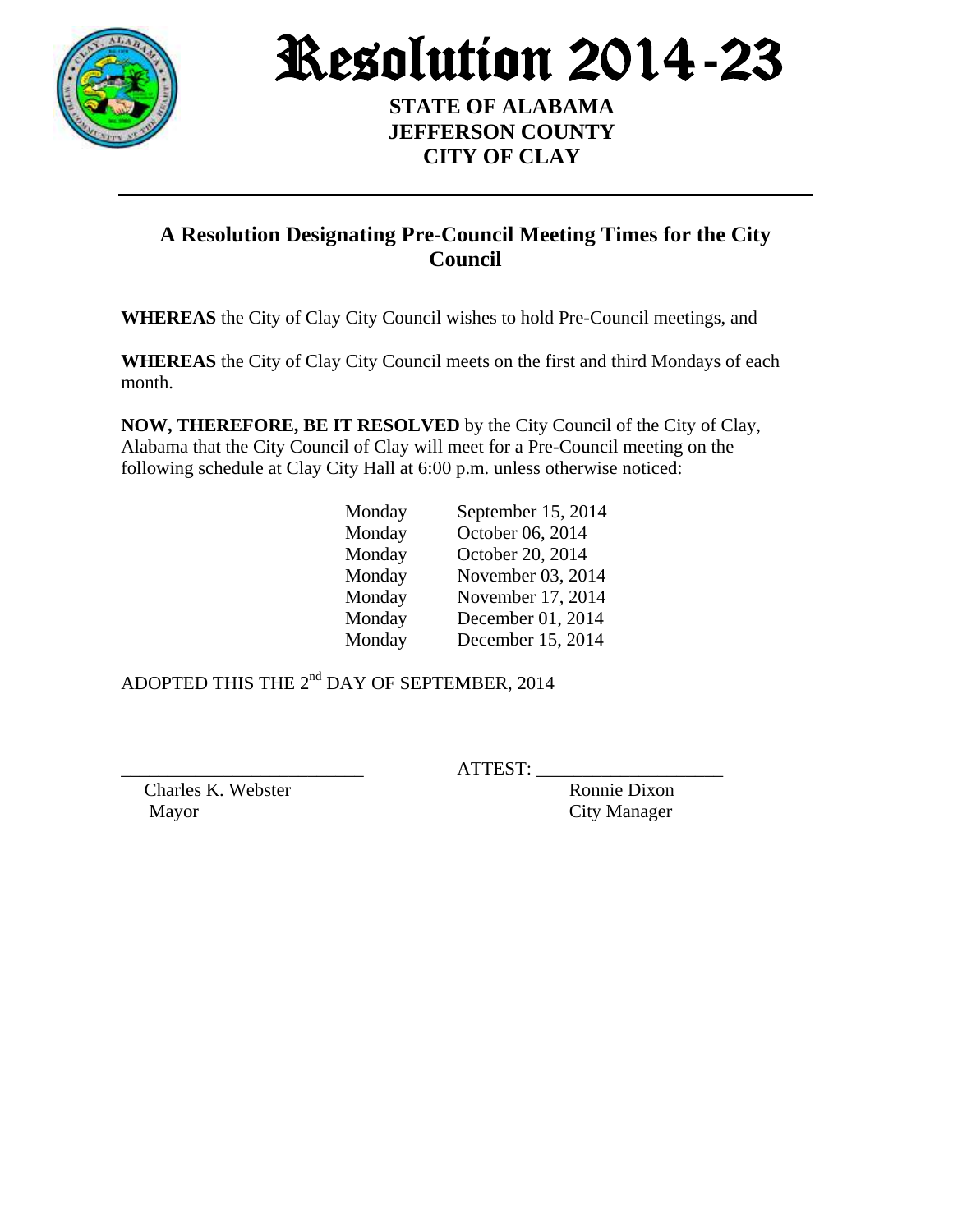# Resolution 2014-23

**STATE OF ALABAMA**
**JEFFERSON COUNTY**
**CITY OF CLAY**

---

## A Resolution Designating Pre-Council Meeting Times for the City Council

**WHEREAS** the City of Clay City Council wishes to hold Pre-Council meetings, and

**WHEREAS** the City of Clay City Council meets on the first and third Mondays of each month.

**NOW, THEREFORE, BE IT RESOLVED** by the City Council of the City of Clay, Alabama that the City Council of Clay will meet for a Pre-Council meeting on the following schedule at Clay City Hall at 6:00 p.m. unless otherwise noticed:

| | |
|---|---|
| Monday | September 15, 2014 |
| Monday | October 06, 2014 |
| Monday | October 20, 2014 |
| Monday | November 03, 2014 |
| Monday | November 17, 2014 |
| Monday | December 01, 2014 |
| Monday | December 15, 2014 |

ADOPTED THIS THE 2nd DAY OF SEPTEMBER, 2014

_________________________
Charles K. Webster
Mayor

ATTEST: ___________________
Ronnie Dixon
City Manager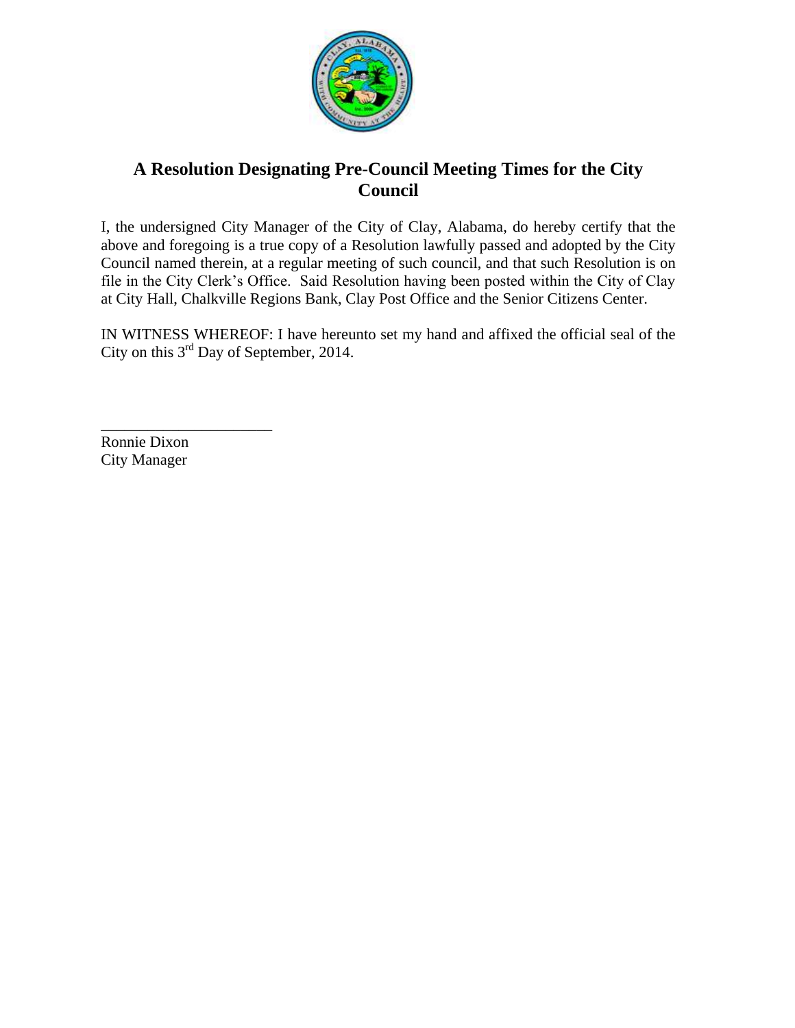# A Resolution Designating Pre-Council Meeting Times for the City Council

I, the undersigned City Manager of the City of Clay, Alabama, do hereby certify that the above and foregoing is a true copy of a Resolution lawfully passed and adopted by the City Council named therein, at a regular meeting of such council, and that such Resolution is on file in the City Clerk's Office. Said Resolution having been posted within the City of Clay at City Hall, Chalkville Regions Bank, Clay Post Office and the Senior Citizens Center.

IN WITNESS WHEREOF: I have hereunto set my hand and affixed the official seal of the City on this 3rd Day of September, 2014.

______________________

Ronnie Dixon
City Manager